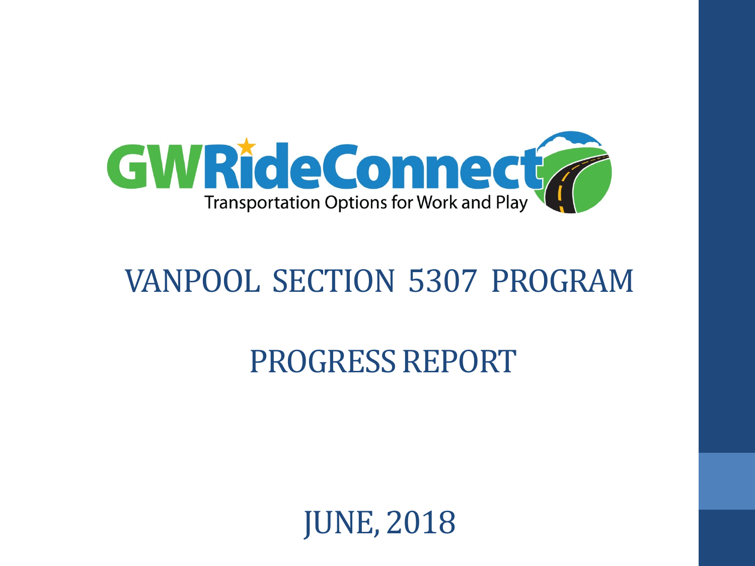GWRideConnect

Transportation Options for Work and Play

# VANPOOL SECTION 5307 PROGRAM

# PROGRESS REPORT

## JUNE, 2018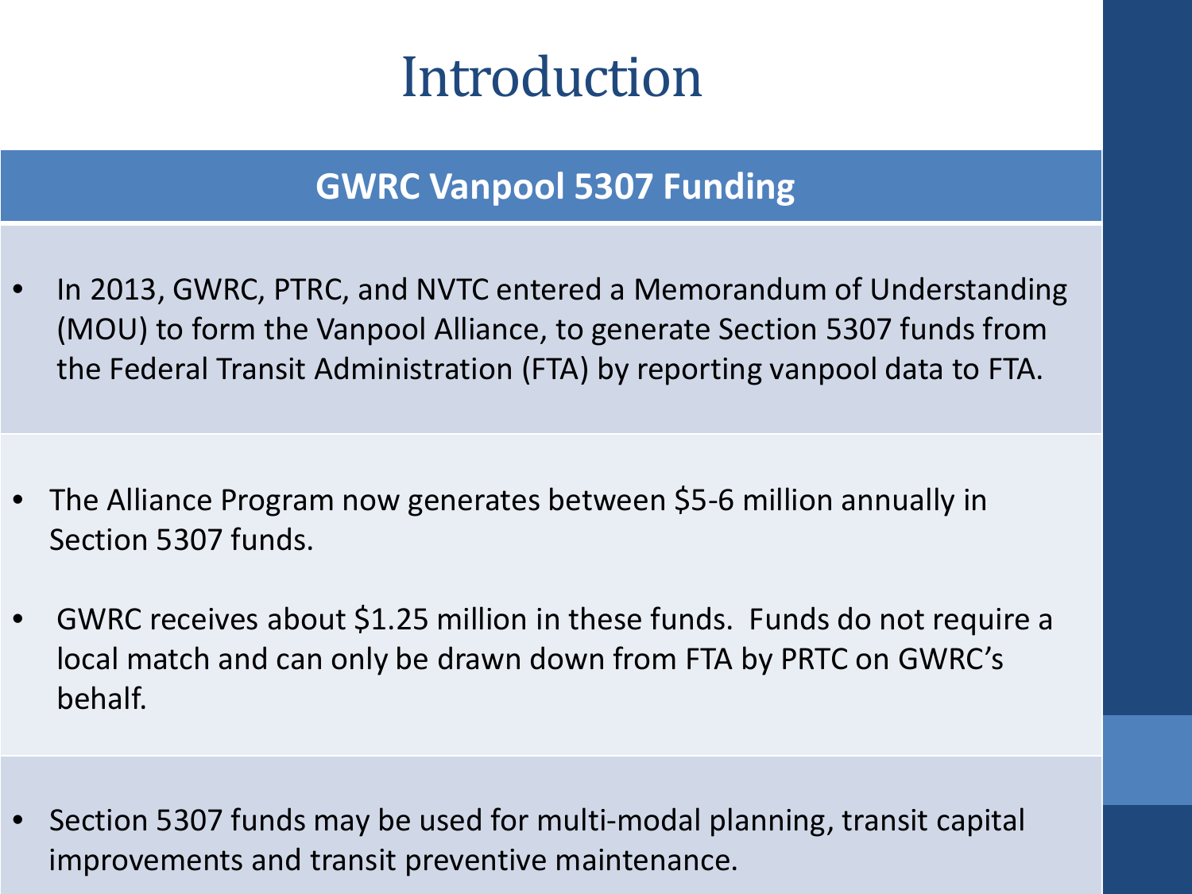# Introduction

## GWRC Vanpool 5307 Funding

- In 2013, GWRC, PTRC, and NVTC entered a Memorandum of Understanding (MOU) to form the Vanpool Alliance, to generate Section 5307 funds from the Federal Transit Administration (FTA) by reporting vanpool data to FTA.

- The Alliance Program now generates between $5-6 million annually in Section 5307 funds.

- GWRC receives about $1.25 million in these funds. Funds do not require a local match and can only be drawn down from FTA by PRTC on GWRC's behalf.

- Section 5307 funds may be used for multi-modal planning, transit capital improvements and transit preventive maintenance.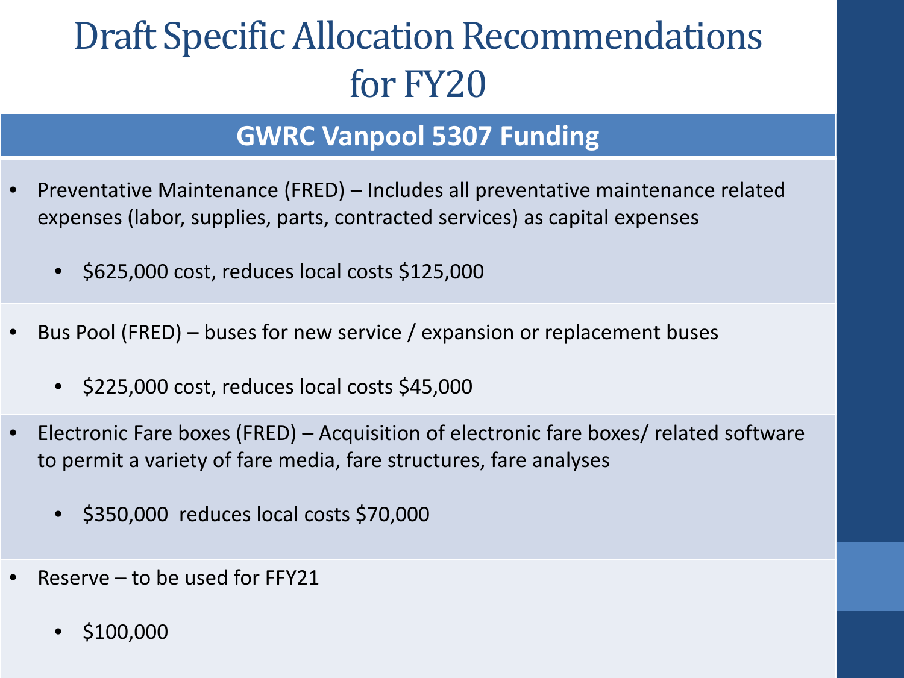# Draft Specific Allocation Recommendations for FY20

## GWRC Vanpool 5307 Funding

- Preventative Maintenance (FRED) – Includes all preventative maintenance related expenses (labor, supplies, parts, contracted services) as capital expenses
  - $625,000 cost, reduces local costs $125,000
- Bus Pool (FRED) – buses for new service / expansion or replacement buses
  - $225,000 cost, reduces local costs $45,000
- Electronic Fare boxes (FRED) – Acquisition of electronic fare boxes/ related software to permit a variety of fare media, fare structures, fare analyses
  - $350,000 reduces local costs $70,000
- Reserve – to be used for FFY21
  - $100,000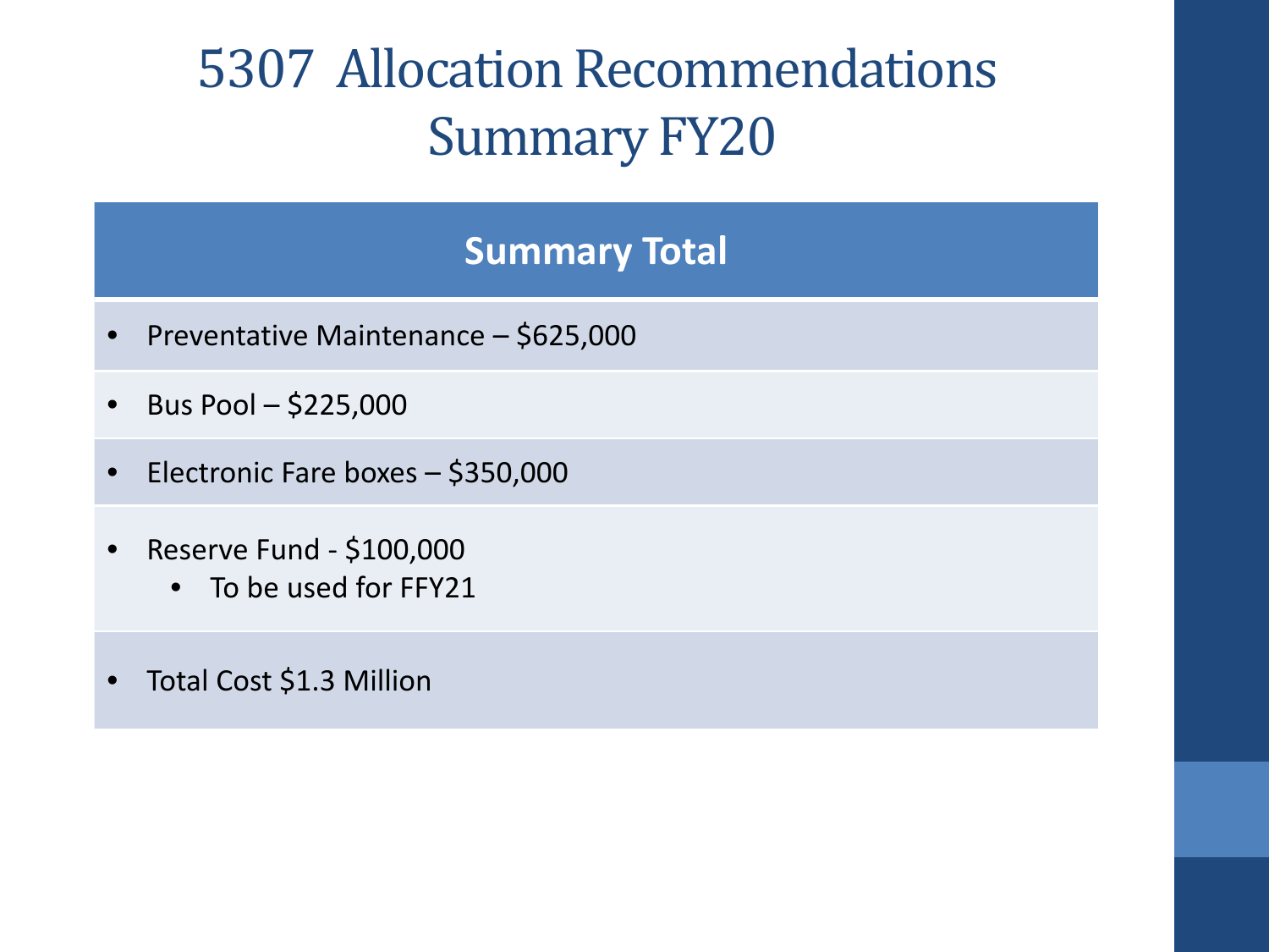# 5307 Allocation Recommendations Summary FY20

## Summary Total

- Preventative Maintenance – $625,000
- Bus Pool – $225,000
- Electronic Fare boxes – $350,000
- Reserve Fund - $100,000
  - To be used for FFY21
- Total Cost $1.3 Million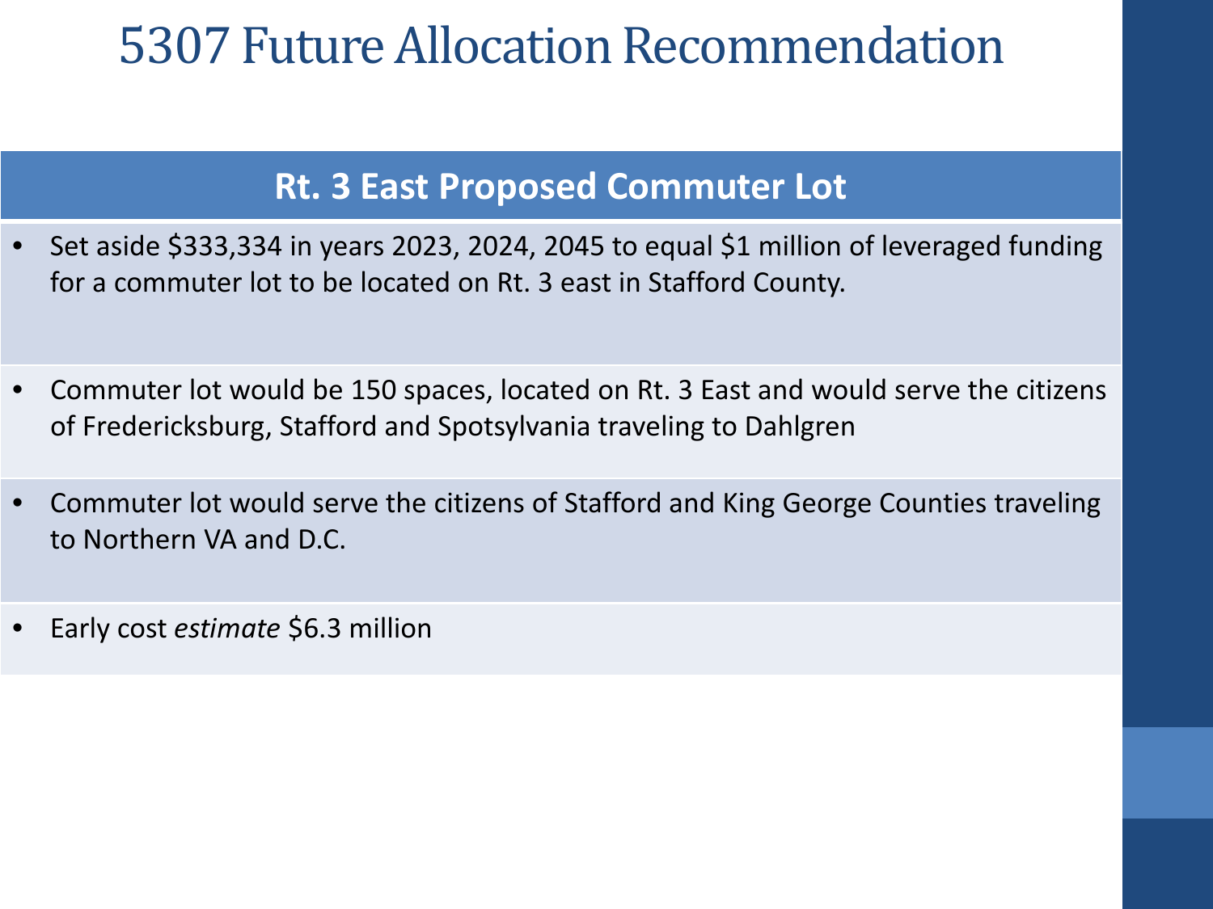# 5307 Future Allocation Recommendation

## Rt. 3 East Proposed Commuter Lot

- Set aside $333,334 in years 2023, 2024, 2045 to equal $1 million of leveraged funding for a commuter lot to be located on Rt. 3 east in Stafford County.
- Commuter lot would be 150 spaces, located on Rt. 3 East and would serve the citizens of Fredericksburg, Stafford and Spotsylvania traveling to Dahlgren
- Commuter lot would serve the citizens of Stafford and King George Counties traveling to Northern VA and D.C.
- Early cost *estimate* $6.3 million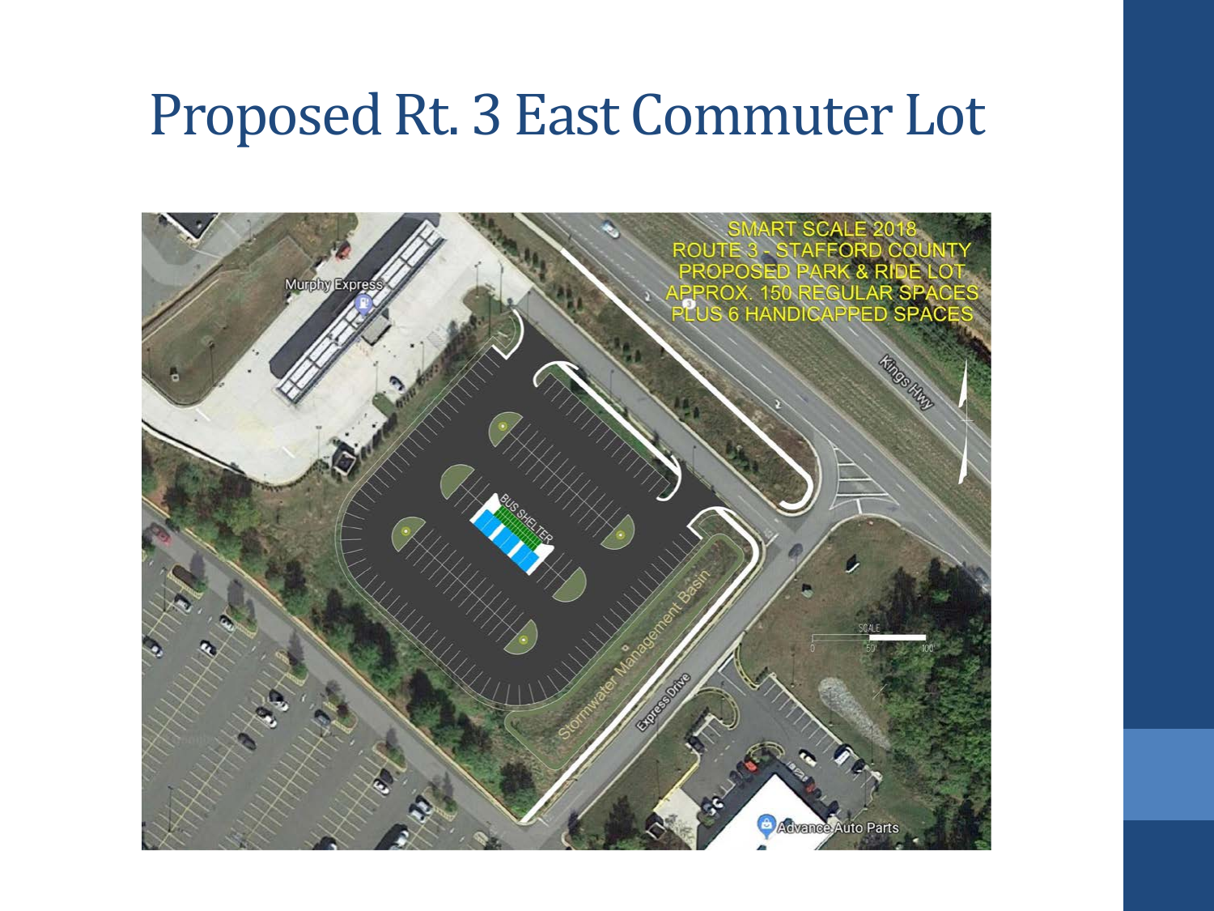# Proposed Rt. 3 East Commuter Lot

SMART SCALE 2018
ROUTE 3 - STAFFORD COUNTY
PROPOSED PARK & RIDE LOT
APPROX. 150 REGULAR SPACES
PLUS 6 HANDICAPPED SPACES

Murphy Express

Kings Hwy

BUS SHELTER

Stormwater Management Basin

Express Drive

SCALE
0 50' 100'

Advance Auto Parts